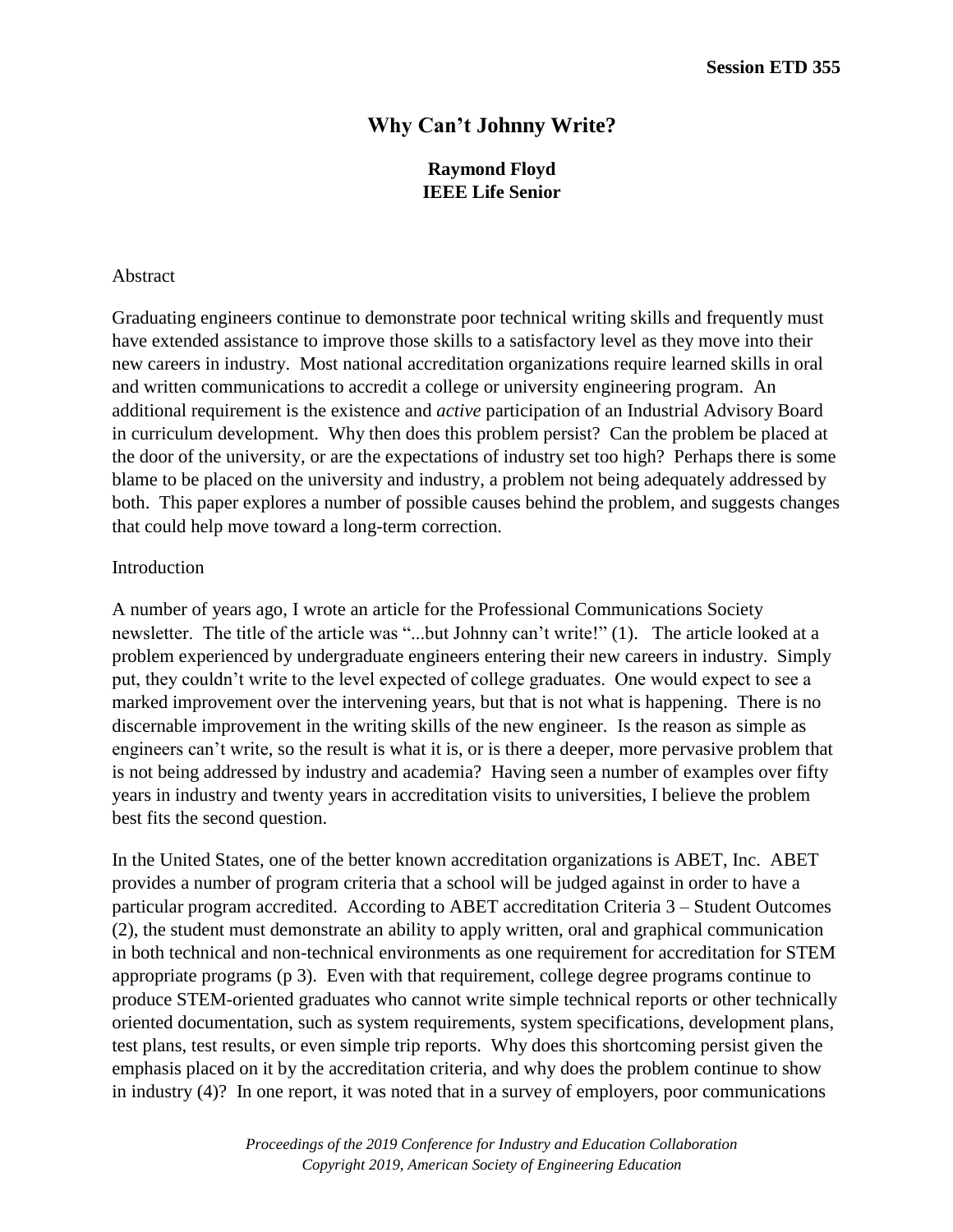Session ETD 355

# Why Can't Johnny Write?

**Raymond Floyd**
**IEEE Life Senior**

## Abstract

Graduating engineers continue to demonstrate poor technical writing skills and frequently must have extended assistance to improve those skills to a satisfactory level as they move into their new careers in industry. Most national accreditation organizations require learned skills in oral and written communications to accredit a college or university engineering program. An additional requirement is the existence and *active* participation of an Industrial Advisory Board in curriculum development. Why then does this problem persist? Can the problem be placed at the door of the university, or are the expectations of industry set too high? Perhaps there is some blame to be placed on the university and industry, a problem not being adequately addressed by both. This paper explores a number of possible causes behind the problem, and suggests changes that could help move toward a long-term correction.

## Introduction

A number of years ago, I wrote an article for the Professional Communications Society newsletter. The title of the article was "...but Johnny can't write!" (1). The article looked at a problem experienced by undergraduate engineers entering their new careers in industry. Simply put, they couldn't write to the level expected of college graduates. One would expect to see a marked improvement over the intervening years, but that is not what is happening. There is no discernable improvement in the writing skills of the new engineer. Is the reason as simple as engineers can't write, so the result is what it is, or is there a deeper, more pervasive problem that is not being addressed by industry and academia? Having seen a number of examples over fifty years in industry and twenty years in accreditation visits to universities, I believe the problem best fits the second question.

In the United States, one of the better known accreditation organizations is ABET, Inc. ABET provides a number of program criteria that a school will be judged against in order to have a particular program accredited. According to ABET accreditation Criteria 3 – Student Outcomes (2), the student must demonstrate an ability to apply written, oral and graphical communication in both technical and non-technical environments as one requirement for accreditation for STEM appropriate programs (p 3). Even with that requirement, college degree programs continue to produce STEM-oriented graduates who cannot write simple technical reports or other technically oriented documentation, such as system requirements, system specifications, development plans, test plans, test results, or even simple trip reports. Why does this shortcoming persist given the emphasis placed on it by the accreditation criteria, and why does the problem continue to show in industry (4)? In one report, it was noted that in a survey of employers, poor communications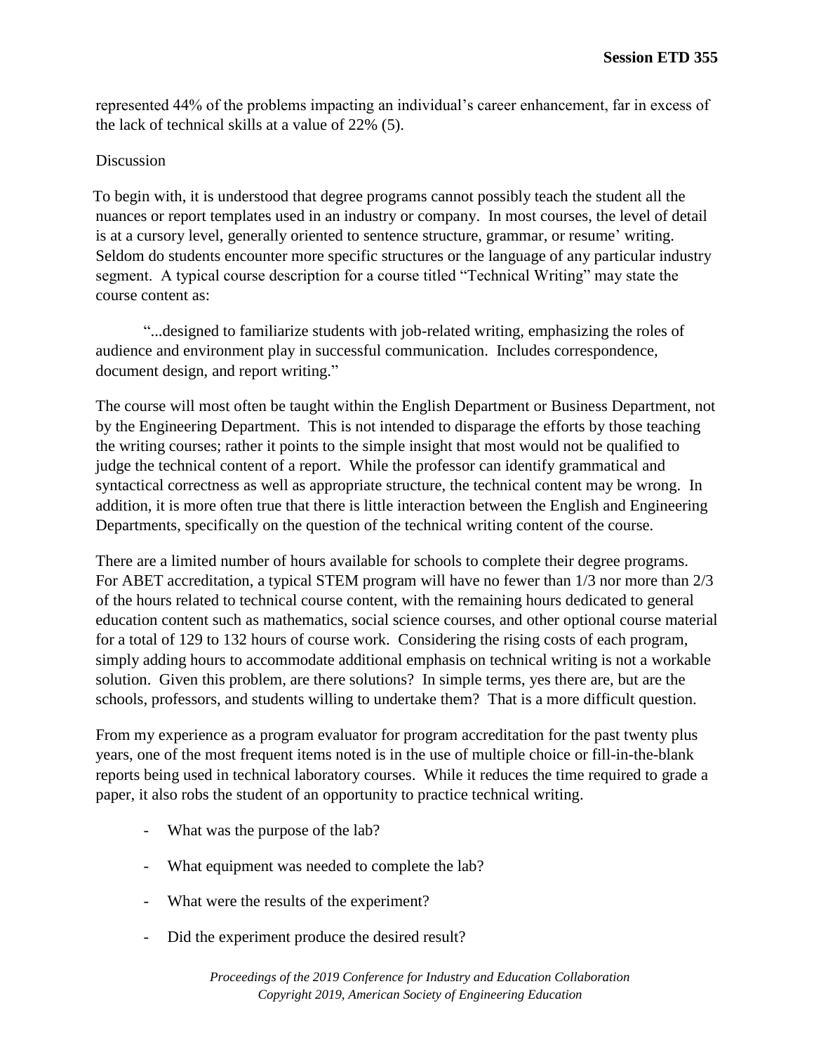represented 44% of the problems impacting an individual's career enhancement, far in excess of the lack of technical skills at a value of 22% (5).

Discussion

To begin with, it is understood that degree programs cannot possibly teach the student all the nuances or report templates used in an industry or company. In most courses, the level of detail is at a cursory level, generally oriented to sentence structure, grammar, or resume' writing. Seldom do students encounter more specific structures or the language of any particular industry segment. A typical course description for a course titled "Technical Writing" may state the course content as:

> "...designed to familiarize students with job-related writing, emphasizing the roles of audience and environment play in successful communication. Includes correspondence, document design, and report writing."

The course will most often be taught within the English Department or Business Department, not by the Engineering Department. This is not intended to disparage the efforts by those teaching the writing courses; rather it points to the simple insight that most would not be qualified to judge the technical content of a report. While the professor can identify grammatical and syntactical correctness as well as appropriate structure, the technical content may be wrong. In addition, it is more often true that there is little interaction between the English and Engineering Departments, specifically on the question of the technical writing content of the course.

There are a limited number of hours available for schools to complete their degree programs. For ABET accreditation, a typical STEM program will have no fewer than 1/3 nor more than 2/3 of the hours related to technical course content, with the remaining hours dedicated to general education content such as mathematics, social science courses, and other optional course material for a total of 129 to 132 hours of course work. Considering the rising costs of each program, simply adding hours to accommodate additional emphasis on technical writing is not a workable solution. Given this problem, are there solutions? In simple terms, yes there are, but are the schools, professors, and students willing to undertake them? That is a more difficult question.

From my experience as a program evaluator for program accreditation for the past twenty plus years, one of the most frequent items noted is in the use of multiple choice or fill-in-the-blank reports being used in technical laboratory courses. While it reduces the time required to grade a paper, it also robs the student of an opportunity to practice technical writing.

- What was the purpose of the lab?
- What equipment was needed to complete the lab?
- What were the results of the experiment?
- Did the experiment produce the desired result?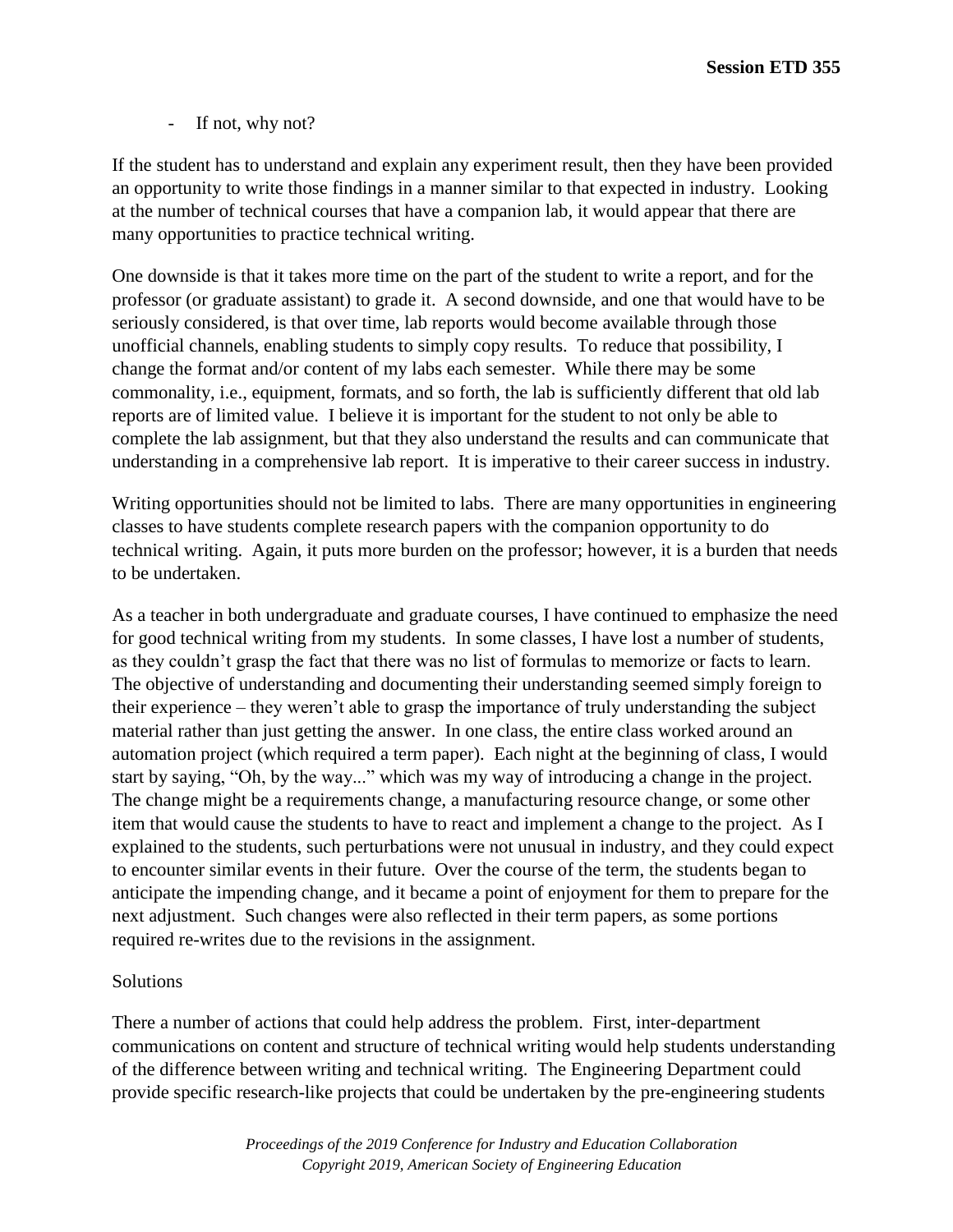- If not, why not?

If the student has to understand and explain any experiment result, then they have been provided an opportunity to write those findings in a manner similar to that expected in industry. Looking at the number of technical courses that have a companion lab, it would appear that there are many opportunities to practice technical writing.

One downside is that it takes more time on the part of the student to write a report, and for the professor (or graduate assistant) to grade it. A second downside, and one that would have to be seriously considered, is that over time, lab reports would become available through those unofficial channels, enabling students to simply copy results. To reduce that possibility, I change the format and/or content of my labs each semester. While there may be some commonality, i.e., equipment, formats, and so forth, the lab is sufficiently different that old lab reports are of limited value. I believe it is important for the student to not only be able to complete the lab assignment, but that they also understand the results and can communicate that understanding in a comprehensive lab report. It is imperative to their career success in industry.

Writing opportunities should not be limited to labs. There are many opportunities in engineering classes to have students complete research papers with the companion opportunity to do technical writing. Again, it puts more burden on the professor; however, it is a burden that needs to be undertaken.

As a teacher in both undergraduate and graduate courses, I have continued to emphasize the need for good technical writing from my students. In some classes, I have lost a number of students, as they couldn't grasp the fact that there was no list of formulas to memorize or facts to learn. The objective of understanding and documenting their understanding seemed simply foreign to their experience – they weren't able to grasp the importance of truly understanding the subject material rather than just getting the answer. In one class, the entire class worked around an automation project (which required a term paper). Each night at the beginning of class, I would start by saying, "Oh, by the way..." which was my way of introducing a change in the project. The change might be a requirements change, a manufacturing resource change, or some other item that would cause the students to have to react and implement a change to the project. As I explained to the students, such perturbations were not unusual in industry, and they could expect to encounter similar events in their future. Over the course of the term, the students began to anticipate the impending change, and it became a point of enjoyment for them to prepare for the next adjustment. Such changes were also reflected in their term papers, as some portions required re-writes due to the revisions in the assignment.

## Solutions

There a number of actions that could help address the problem. First, inter-department communications on content and structure of technical writing would help students understanding of the difference between writing and technical writing. The Engineering Department could provide specific research-like projects that could be undertaken by the pre-engineering students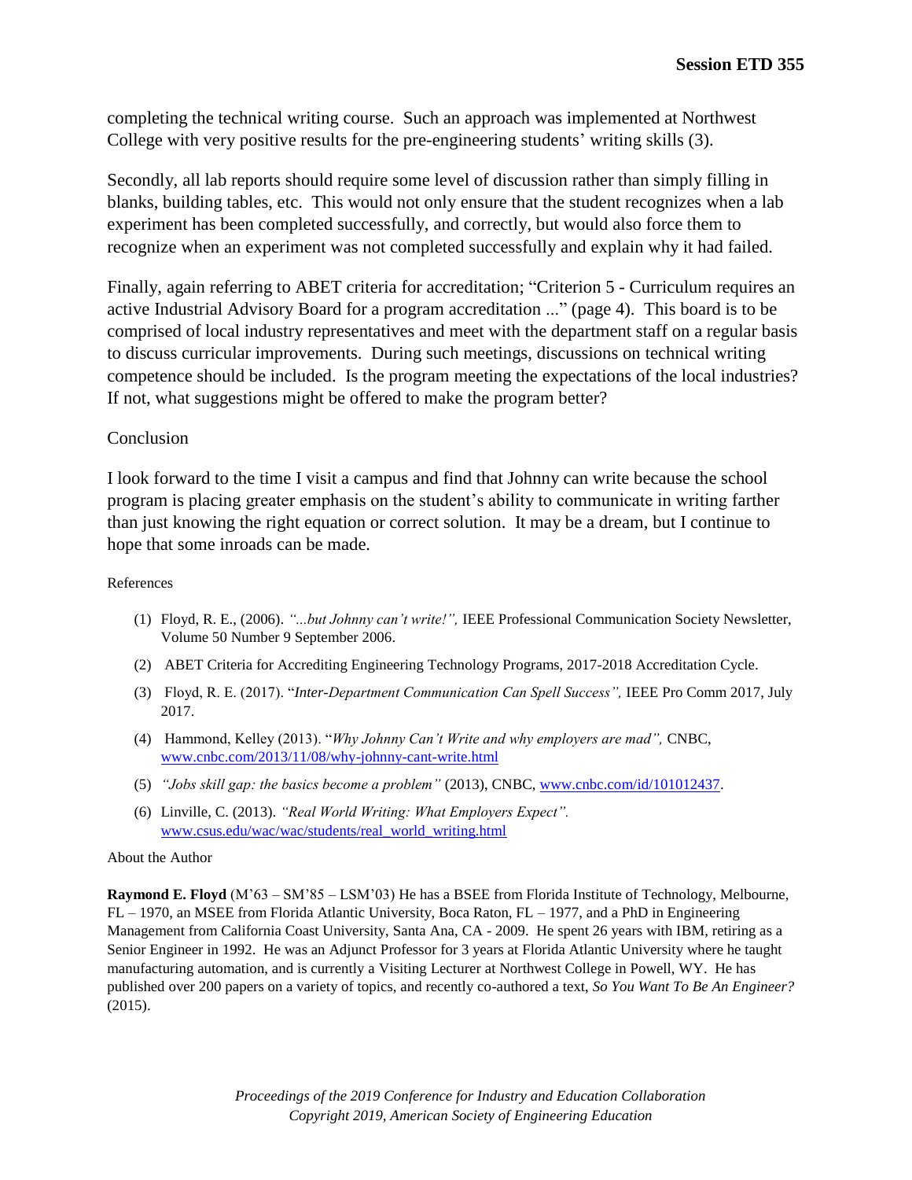completing the technical writing course. Such an approach was implemented at Northwest College with very positive results for the pre-engineering students' writing skills (3).

Secondly, all lab reports should require some level of discussion rather than simply filling in blanks, building tables, etc. This would not only ensure that the student recognizes when a lab experiment has been completed successfully, and correctly, but would also force them to recognize when an experiment was not completed successfully and explain why it had failed.

Finally, again referring to ABET criteria for accreditation; "Criterion 5 - Curriculum requires an active Industrial Advisory Board for a program accreditation ..." (page 4). This board is to be comprised of local industry representatives and meet with the department staff on a regular basis to discuss curricular improvements. During such meetings, discussions on technical writing competence should be included. Is the program meeting the expectations of the local industries? If not, what suggestions might be offered to make the program better?

## Conclusion

I look forward to the time I visit a campus and find that Johnny can write because the school program is placing greater emphasis on the student's ability to communicate in writing farther than just knowing the right equation or correct solution. It may be a dream, but I continue to hope that some inroads can be made.

### References

(1) Floyd, R. E., (2006). *"...but Johnny can't write!",* IEEE Professional Communication Society Newsletter, Volume 50 Number 9 September 2006.

(2) ABET Criteria for Accrediting Engineering Technology Programs, 2017-2018 Accreditation Cycle.

(3) Floyd, R. E. (2017). "*Inter-Department Communication Can Spell Success",* IEEE Pro Comm 2017, July 2017.

(4) Hammond, Kelley (2013). "*Why Johnny Can't Write and why employers are mad",* CNBC, www.cnbc.com/2013/11/08/why-johnny-cant-write.html

(5) *"Jobs skill gap: the basics become a problem"* (2013), CNBC, www.cnbc.com/id/101012437.

(6) Linville, C. (2013). *"Real World Writing: What Employers Expect".* www.csus.edu/wac/wac/students/real_world_writing.html

### About the Author

**Raymond E. Floyd** (M'63 – SM'85 – LSM'03) He has a BSEE from Florida Institute of Technology, Melbourne, FL – 1970, an MSEE from Florida Atlantic University, Boca Raton, FL – 1977, and a PhD in Engineering Management from California Coast University, Santa Ana, CA - 2009. He spent 26 years with IBM, retiring as a Senior Engineer in 1992. He was an Adjunct Professor for 3 years at Florida Atlantic University where he taught manufacturing automation, and is currently a Visiting Lecturer at Northwest College in Powell, WY. He has published over 200 papers on a variety of topics, and recently co-authored a text, *So You Want To Be An Engineer?* (2015).